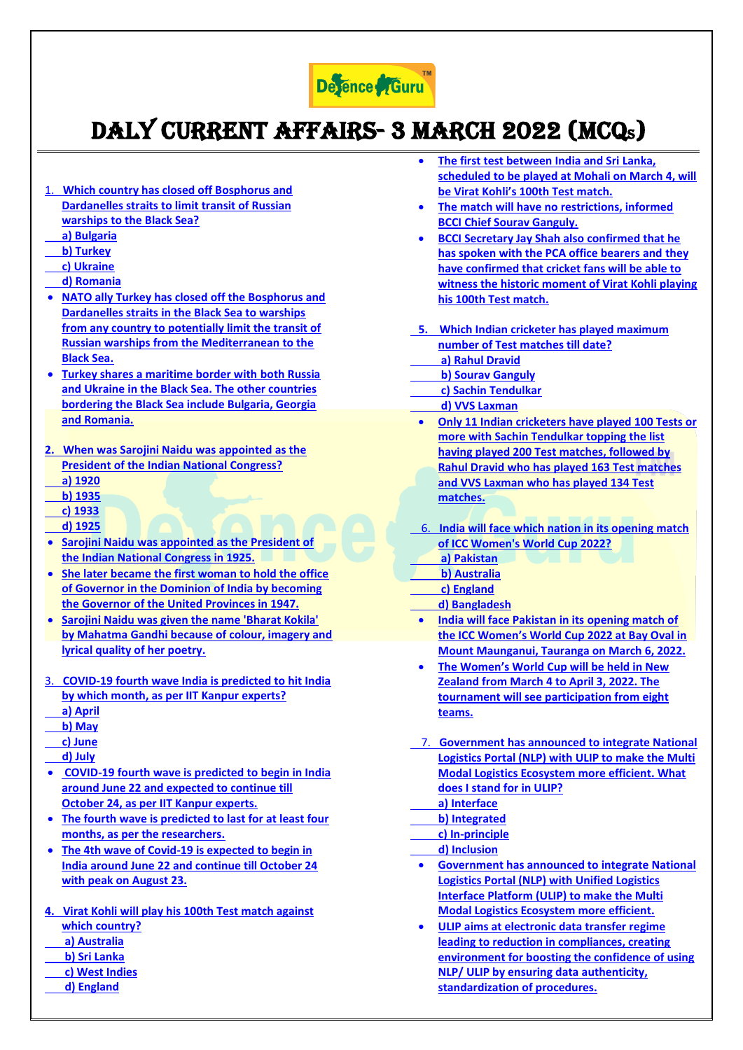# DALY CURRENT AFFAIRS- 3 MARCH 2022 (MCQs)

1. Which country has closed off Bosphorus and Dardanelles straits to limit transit of Russian warships to the Black Sea?
   a) Bulgaria
   b) Turkey
   c) Ukraine
   d) Romania

- NATO ally Turkey has closed off the Bosphorus and Dardanelles straits in the Black Sea to warships from any country to potentially limit the transit of Russian warships from the Mediterranean to the Black Sea.
- Turkey shares a maritime border with both Russia and Ukraine in the Black Sea. The other countries bordering the Black Sea include Bulgaria, Georgia and Romania.

2. When was Sarojini Naidu was appointed as the President of the Indian National Congress?
   a) 1920
   b) 1935
   c) 1933
   d) 1925

- Sarojini Naidu was appointed as the President of the Indian National Congress in 1925.
- She later became the first woman to hold the office of Governor in the Dominion of India by becoming the Governor of the United Provinces in 1947.
- Sarojini Naidu was given the name 'Bharat Kokila' by Mahatma Gandhi because of colour, imagery and lyrical quality of her poetry.

3. COVID-19 fourth wave India is predicted to hit India by which month, as per IIT Kanpur experts?
   a) April
   b) May
   c) June
   d) July

- COVID-19 fourth wave is predicted to begin in India around June 22 and expected to continue till October 24, as per IIT Kanpur experts.
- The fourth wave is predicted to last for at least four months, as per the researchers.
- The 4th wave of Covid-19 is expected to begin in India around June 22 and continue till October 24 with peak on August 23.

4. Virat Kohli will play his 100th Test match against which country?
   a) Australia
   b) Sri Lanka
   c) West Indies
   d) England

- The first test between India and Sri Lanka, scheduled to be played at Mohali on March 4, will be Virat Kohli's 100th Test match.
- The match will have no restrictions, informed BCCI Chief Sourav Ganguly.
- BCCI Secretary Jay Shah also confirmed that he has spoken with the PCA office bearers and they have confirmed that cricket fans will be able to witness the historic moment of Virat Kohli playing his 100th Test match.

5. Which Indian cricketer has played maximum number of Test matches till date?
   a) Rahul Dravid
   b) Sourav Ganguly
   c) Sachin Tendulkar
   d) VVS Laxman

- Only 11 Indian cricketers have played 100 Tests or more with Sachin Tendulkar topping the list having played 200 Test matches, followed by Rahul Dravid who has played 163 Test matches and VVS Laxman who has played 134 Test matches.

6. India will face which nation in its opening match of ICC Women's World Cup 2022?
   a) Pakistan
   b) Australia
   c) England
   d) Bangladesh

- India will face Pakistan in its opening match of the ICC Women's World Cup 2022 at Bay Oval in Mount Maunganui, Tauranga on March 6, 2022.
- The Women's World Cup will be held in New Zealand from March 4 to April 3, 2022. The tournament will see participation from eight teams.

7. Government has announced to integrate National Logistics Portal (NLP) with ULIP to make the Multi Modal Logistics Ecosystem more efficient. What does I stand for in ULIP?
   a) Interface
   b) Integrated
   c) In-principle
   d) Inclusion

- Government has announced to integrate National Logistics Portal (NLP) with Unified Logistics Interface Platform (ULIP) to make the Multi Modal Logistics Ecosystem more efficient.
- ULIP aims at electronic data transfer regime leading to reduction in compliances, creating environment for boosting the confidence of using NLP/ ULIP by ensuring data authenticity, standardization of procedures.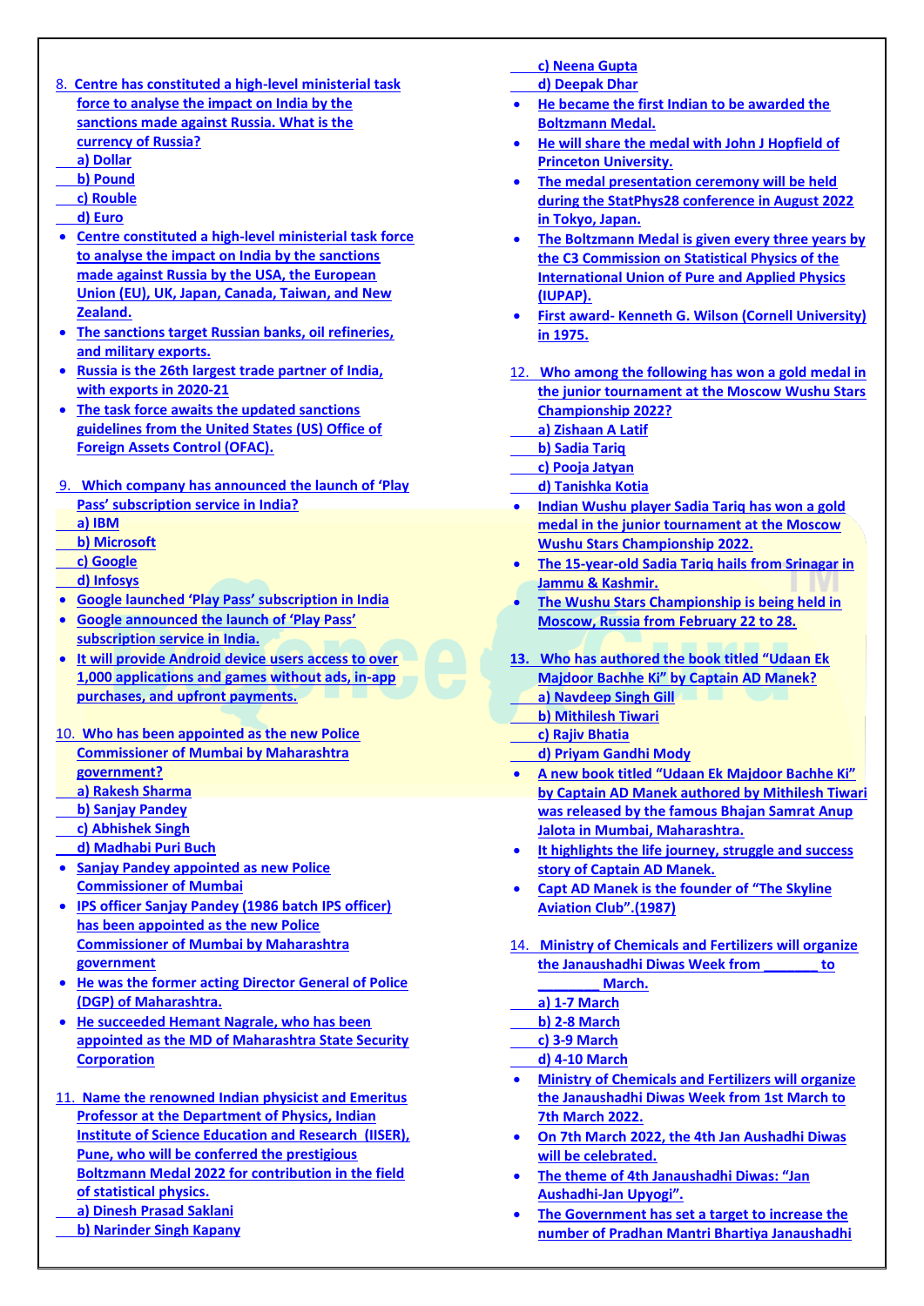8. Centre has constituted a high-level ministerial task force to analyse the impact on India by the sanctions made against Russia. What is the currency of Russia?

a) Dollar
b) Pound
c) Rouble
d) Euro

- Centre constituted a high-level ministerial task force to analyse the impact on India by the sanctions made against Russia by the USA, the European Union (EU), UK, Japan, Canada, Taiwan, and New Zealand.
- The sanctions target Russian banks, oil refineries, and military exports.
- Russia is the 26th largest trade partner of India, with exports in 2020-21
- The task force awaits the updated sanctions guidelines from the United States (US) Office of Foreign Assets Control (OFAC).

9. Which company has announced the launch of 'Play Pass' subscription service in India?

a) IBM
b) Microsoft
c) Google
d) Infosys

- Google launched 'Play Pass' subscription in India
- Google announced the launch of 'Play Pass' subscription service in India.
- It will provide Android device users access to over 1,000 applications and games without ads, in-app purchases, and upfront payments.

10. Who has been appointed as the new Police Commissioner of Mumbai by Maharashtra government?

a) Rakesh Sharma
b) Sanjay Pandey
c) Abhishek Singh
d) Madhabi Puri Buch

- Sanjay Pandey appointed as new Police Commissioner of Mumbai
- IPS officer Sanjay Pandey (1986 batch IPS officer) has been appointed as the new Police Commissioner of Mumbai by Maharashtra government
- He was the former acting Director General of Police (DGP) of Maharashtra.
- He succeeded Hemant Nagrale, who has been appointed as the MD of Maharashtra State Security Corporation

11. Name the renowned Indian physicist and Emeritus Professor at the Department of Physics, Indian Institute of Science Education and Research (IISER), Pune, who will be conferred the prestigious Boltzmann Medal 2022 for contribution in the field of statistical physics.

a) Dinesh Prasad Saklani
b) Narinder Singh Kapany
c) Neena Gupta
d) Deepak Dhar

- He became the first Indian to be awarded the Boltzmann Medal.
- He will share the medal with John J Hopfield of Princeton University.
- The medal presentation ceremony will be held during the StatPhys28 conference in August 2022 in Tokyo, Japan.
- The Boltzmann Medal is given every three years by the C3 Commission on Statistical Physics of the International Union of Pure and Applied Physics (IUPAP).
- First award- Kenneth G. Wilson (Cornell University) in 1975.

12. Who among the following has won a gold medal in the junior tournament at the Moscow Wushu Stars Championship 2022?

a) Zishaan A Latif
b) Sadia Tariq
c) Pooja Jatyan
d) Tanishka Kotia

- Indian Wushu player Sadia Tariq has won a gold medal in the junior tournament at the Moscow Wushu Stars Championship 2022.
- The 15-year-old Sadia Tariq hails from Srinagar in Jammu & Kashmir.
- The Wushu Stars Championship is being held in Moscow, Russia from February 22 to 28.

13. Who has authored the book titled "Udaan Ek Majdoor Bachhe Ki" by Captain AD Manek?

a) Navdeep Singh Gill
b) Mithilesh Tiwari
c) Rajiv Bhatia
d) Priyam Gandhi Mody

- A new book titled "Udaan Ek Majdoor Bachhe Ki" by Captain AD Manek authored by Mithilesh Tiwari was released by the famous Bhajan Samrat Anup Jalota in Mumbai, Maharashtra.
- It highlights the life journey, struggle and success story of Captain AD Manek.
- Capt AD Manek is the founder of "The Skyline Aviation Club".(1987)

14. Ministry of Chemicals and Fertilizers will organize the Janaushadhi Diwas Week from ________ to ________ March.

a) 1-7 March
b) 2-8 March
c) 3-9 March
d) 4-10 March

- Ministry of Chemicals and Fertilizers will organize the Janaushadhi Diwas Week from 1st March to 7th March 2022.
- On 7th March 2022, the 4th Jan Aushadhi Diwas will be celebrated.
- The theme of 4th Janaushadhi Diwas: "Jan Aushadhi-Jan Upyogi".
- The Government has set a target to increase the number of Pradhan Mantri Bhartiya Janaushadhi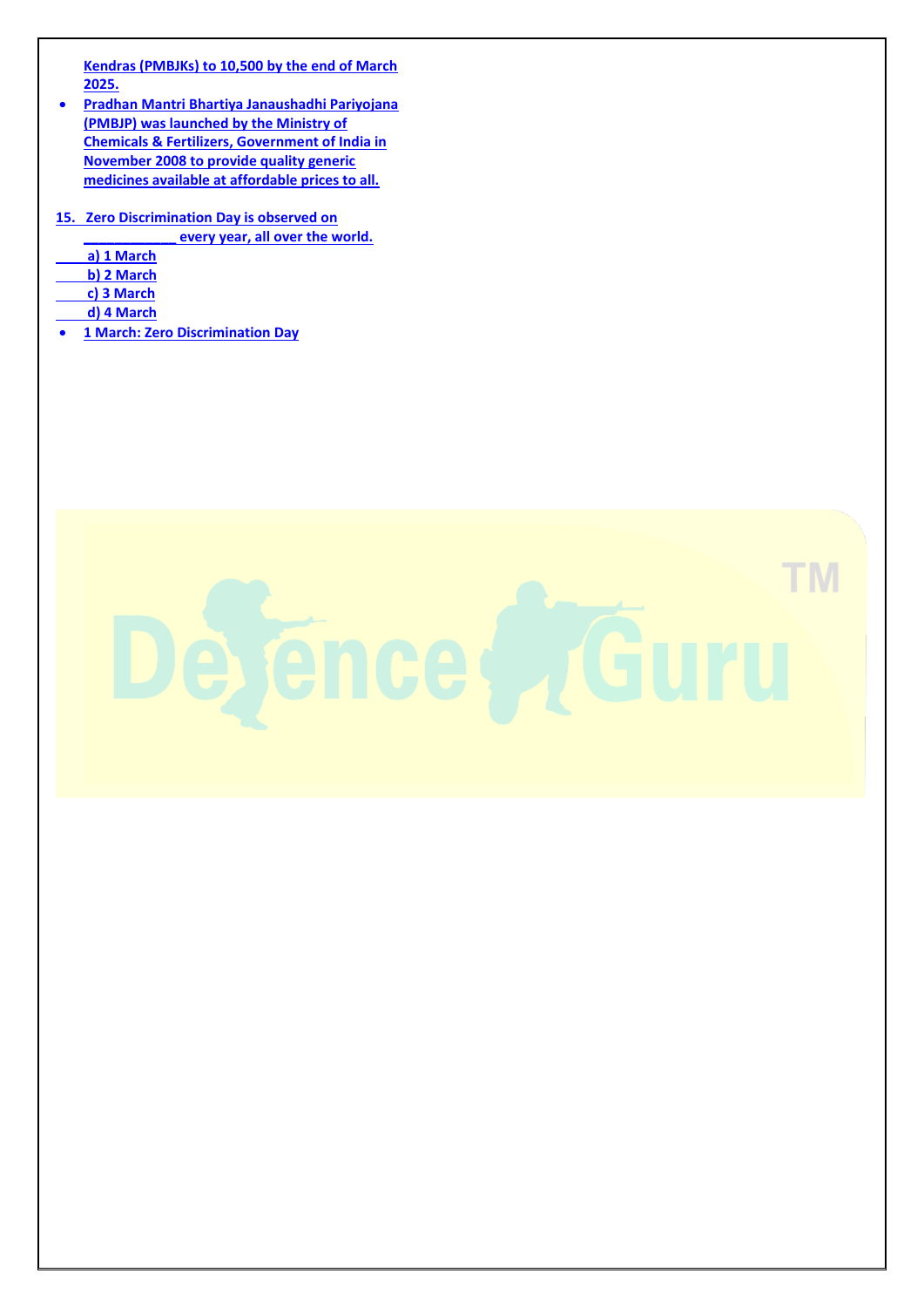Kendras (PMBJKs) to 10,500 by the end of March 2025.

- Pradhan Mantri Bhartiya Janaushadhi Pariyojana (PMBJP) was launched by the Ministry of Chemicals & Fertilizers, Government of India in November 2008 to provide quality generic medicines available at affordable prices to all.

15. Zero Discrimination Day is observed on ___________ every year, all over the world.

a) 1 March
b) 2 March
c) 3 March
d) 4 March

- 1 March: Zero Discrimination Day